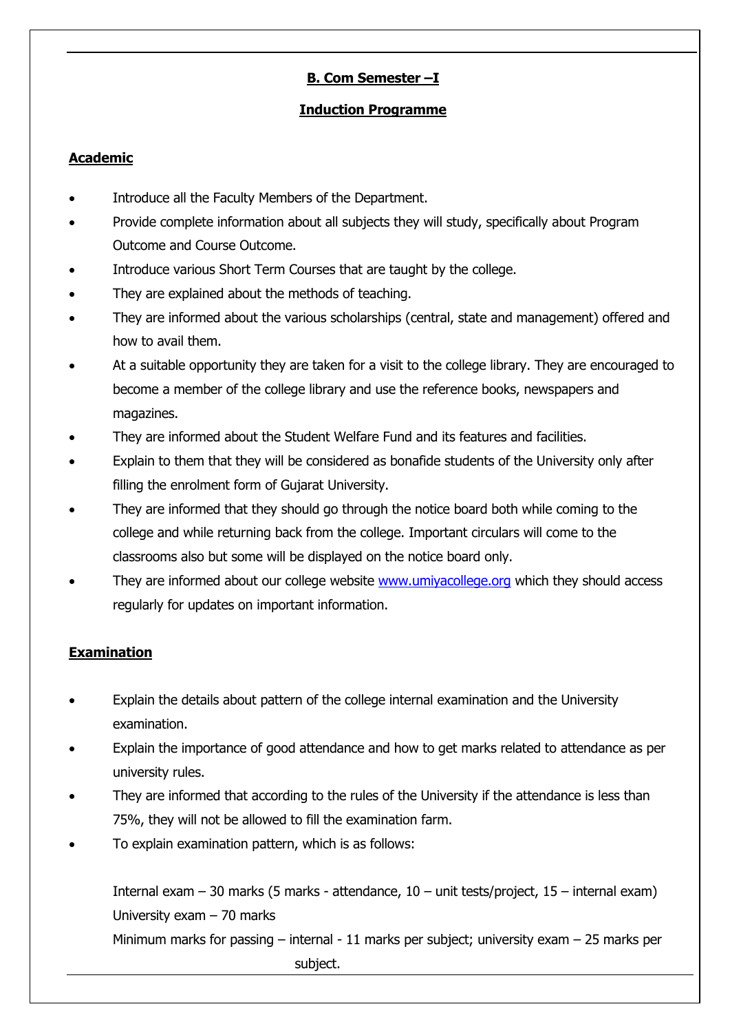## B. Com Semester –I

## Induction Programme

### Academic

- Introduce all the Faculty Members of the Department.
- Provide complete information about all subjects they will study, specifically about Program Outcome and Course Outcome.
- Introduce various Short Term Courses that are taught by the college.
- They are explained about the methods of teaching.
- They are informed about the various scholarships (central, state and management) offered and how to avail them.
- At a suitable opportunity they are taken for a visit to the college library. They are encouraged to become a member of the college library and use the reference books, newspapers and magazines.
- They are informed about the Student Welfare Fund and its features and facilities.
- Explain to them that they will be considered as bonafide students of the University only after filling the enrolment form of Gujarat University.
- They are informed that they should go through the notice board both while coming to the college and while returning back from the college. Important circulars will come to the classrooms also but some will be displayed on the notice board only.
- They are informed about our college website [www.umiyacollege.org](http://www.umiyacollege.org) which they should access regularly for updates on important information.

### Examination

- Explain the details about pattern of the college internal examination and the University examination.
- Explain the importance of good attendance and how to get marks related to attendance as per university rules.
- They are informed that according to the rules of the University if the attendance is less than 75%, they will not be allowed to fill the examination farm.
- To explain examination pattern, which is as follows:

  Internal exam – 30 marks (5 marks - attendance, 10 – unit tests/project, 15 – internal exam)
  University exam – 70 marks
  Minimum marks for passing – internal - 11 marks per subject; university exam – 25 marks per subject.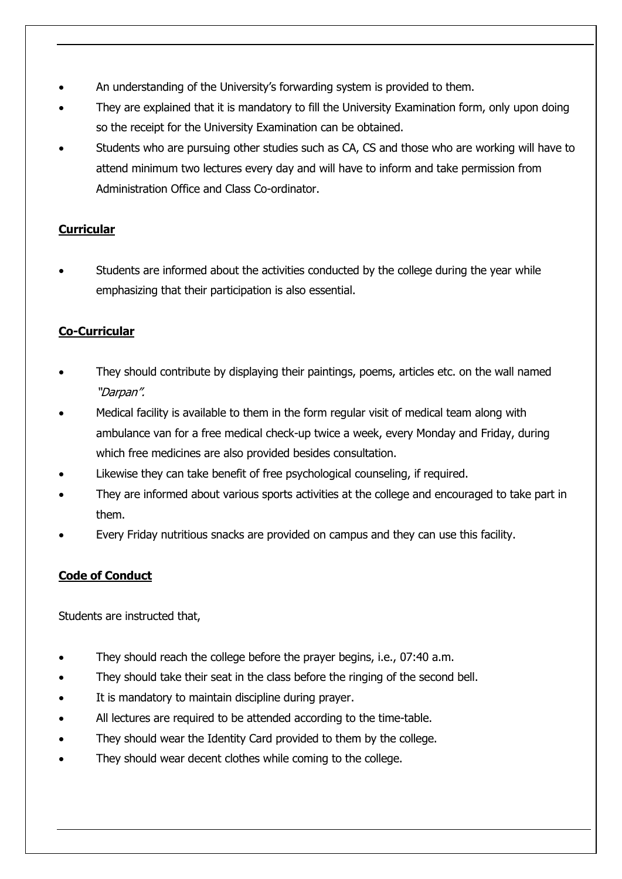- An understanding of the University's forwarding system is provided to them.
- They are explained that it is mandatory to fill the University Examination form, only upon doing so the receipt for the University Examination can be obtained.
- Students who are pursuing other studies such as CA, CS and those who are working will have to attend minimum two lectures every day and will have to inform and take permission from Administration Office and Class Co-ordinator.

**Curricular**

- Students are informed about the activities conducted by the college during the year while emphasizing that their participation is also essential.

**Co-Curricular**

- They should contribute by displaying their paintings, poems, articles etc. on the wall named *"Darpan".*
- Medical facility is available to them in the form regular visit of medical team along with ambulance van for a free medical check-up twice a week, every Monday and Friday, during which free medicines are also provided besides consultation.
- Likewise they can take benefit of free psychological counseling, if required.
- They are informed about various sports activities at the college and encouraged to take part in them.
- Every Friday nutritious snacks are provided on campus and they can use this facility.

**Code of Conduct**

Students are instructed that,

- They should reach the college before the prayer begins, i.e., 07:40 a.m.
- They should take their seat in the class before the ringing of the second bell.
- It is mandatory to maintain discipline during prayer.
- All lectures are required to be attended according to the time-table.
- They should wear the Identity Card provided to them by the college.
- They should wear decent clothes while coming to the college.